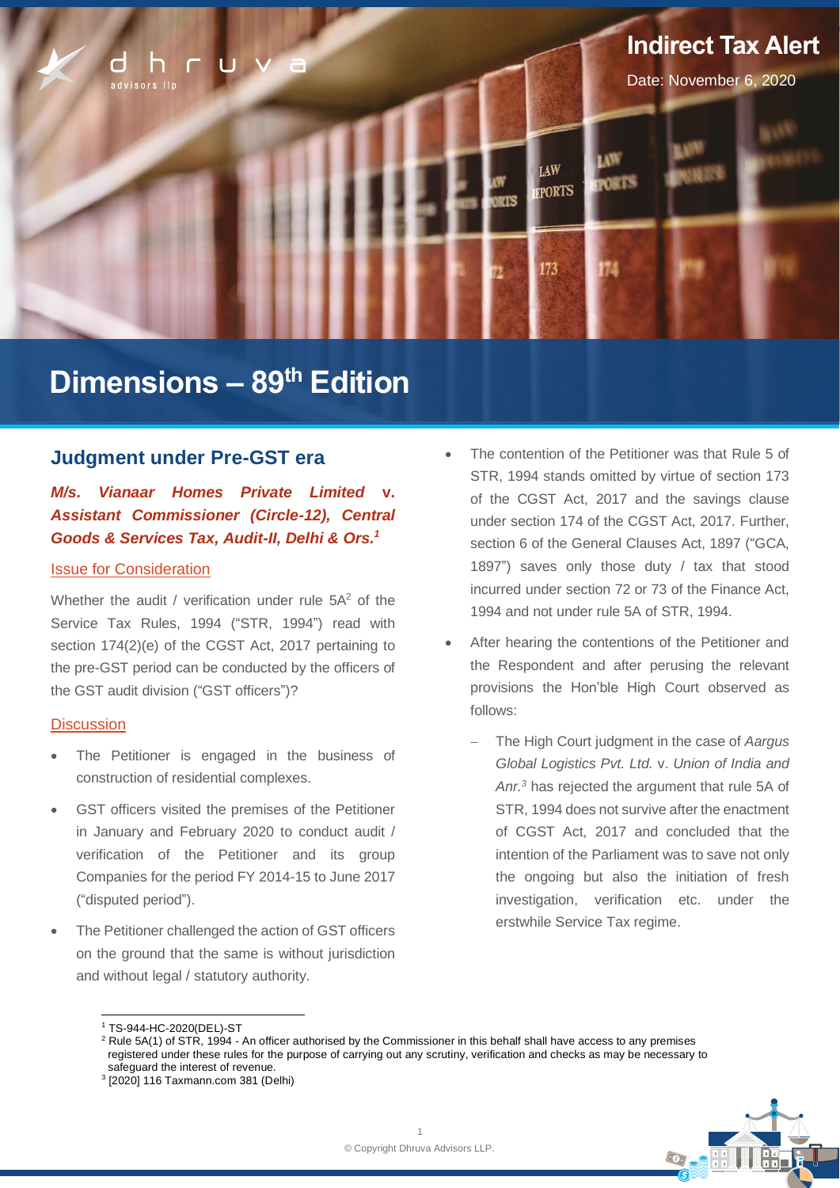# Indirect Tax Alert

Date: November 6, 2020

# Dimensions – 89th Edition

## Judgment under Pre-GST era

***M/s. Vianaar Homes Private Limited* v. *Assistant Commissioner (Circle-12), Central Goods & Services Tax, Audit-II, Delhi & Ors.*[1]**

### Issue for Consideration

Whether the audit / verification under rule 5A[2] of the Service Tax Rules, 1994 ("STR, 1994") read with section 174(2)(e) of the CGST Act, 2017 pertaining to the pre-GST period can be conducted by the officers of the GST audit division ("GST officers")?

### Discussion

- The Petitioner is engaged in the business of construction of residential complexes.
- GST officers visited the premises of the Petitioner in January and February 2020 to conduct audit / verification of the Petitioner and its group Companies for the period FY 2014-15 to June 2017 ("disputed period").
- The Petitioner challenged the action of GST officers on the ground that the same is without jurisdiction and without legal / statutory authority.
- The contention of the Petitioner was that Rule 5 of STR, 1994 stands omitted by virtue of section 173 of the CGST Act, 2017 and the savings clause under section 174 of the CGST Act, 2017. Further, section 6 of the General Clauses Act, 1897 ("GCA, 1897") saves only those duty / tax that stood incurred under section 72 or 73 of the Finance Act, 1994 and not under rule 5A of STR, 1994.
- After hearing the contentions of the Petitioner and the Respondent and after perusing the relevant provisions the Hon'ble High Court observed as follows:
  - The High Court judgment in the case of *Aargus Global Logistics Pvt. Ltd.* v. *Union of India and Anr.*[3] has rejected the argument that rule 5A of STR, 1994 does not survive after the enactment of CGST Act, 2017 and concluded that the intention of the Parliament was to save not only the ongoing but also the initiation of fresh investigation, verification etc. under the erstwhile Service Tax regime.

---

[1] TS-944-HC-2020(DEL)-ST

[2] Rule 5A(1) of STR, 1994 - An officer authorised by the Commissioner in this behalf shall have access to any premises registered under these rules for the purpose of carrying out any scrutiny, verification and checks as may be necessary to safeguard the interest of revenue.

[3] [2020] 116 Taxmann.com 381 (Delhi)

© Copyright Dhruva Advisors LLP.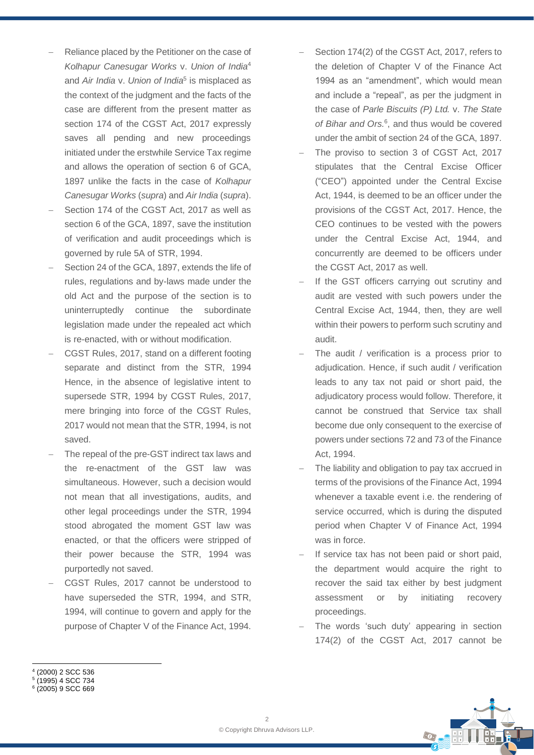- Reliance placed by the Petitioner on the case of *Kolhapur Canesugar Works* v. *Union of India*[4] and *Air India* v. *Union of India*[5] is misplaced as the context of the judgment and the facts of the case are different from the present matter as section 174 of the CGST Act, 2017 expressly saves all pending and new proceedings initiated under the erstwhile Service Tax regime and allows the operation of section 6 of GCA, 1897 unlike the facts in the case of *Kolhapur Canesugar Works* (*supra*) and *Air India* (*supra*).
- Section 174 of the CGST Act, 2017 as well as section 6 of the GCA, 1897, save the institution of verification and audit proceedings which is governed by rule 5A of STR, 1994.
- Section 24 of the GCA, 1897, extends the life of rules, regulations and by-laws made under the old Act and the purpose of the section is to uninterruptedly continue the subordinate legislation made under the repealed act which is re-enacted, with or without modification.
- CGST Rules, 2017, stand on a different footing separate and distinct from the STR, 1994 Hence, in the absence of legislative intent to supersede STR, 1994 by CGST Rules, 2017, mere bringing into force of the CGST Rules, 2017 would not mean that the STR, 1994, is not saved.
- The repeal of the pre-GST indirect tax laws and the re-enactment of the GST law was simultaneous. However, such a decision would not mean that all investigations, audits, and other legal proceedings under the STR, 1994 stood abrogated the moment GST law was enacted, or that the officers were stripped of their power because the STR, 1994 was purportedly not saved.
- CGST Rules, 2017 cannot be understood to have superseded the STR, 1994, and STR, 1994, will continue to govern and apply for the purpose of Chapter V of the Finance Act, 1994.
- Section 174(2) of the CGST Act, 2017, refers to the deletion of Chapter V of the Finance Act 1994 as an "amendment", which would mean and include a "repeal", as per the judgment in the case of *Parle Biscuits (P) Ltd.* v. *The State of Bihar and Ors.*[6], and thus would be covered under the ambit of section 24 of the GCA, 1897.
- The proviso to section 3 of CGST Act, 2017 stipulates that the Central Excise Officer ("CEO") appointed under the Central Excise Act, 1944, is deemed to be an officer under the provisions of the CGST Act, 2017. Hence, the CEO continues to be vested with the powers under the Central Excise Act, 1944, and concurrently are deemed to be officers under the CGST Act, 2017 as well.
- If the GST officers carrying out scrutiny and audit are vested with such powers under the Central Excise Act, 1944, then, they are well within their powers to perform such scrutiny and audit.
- The audit / verification is a process prior to adjudication. Hence, if such audit / verification leads to any tax not paid or short paid, the adjudicatory process would follow. Therefore, it cannot be construed that Service tax shall become due only consequent to the exercise of powers under sections 72 and 73 of the Finance Act, 1994.
- The liability and obligation to pay tax accrued in terms of the provisions of the Finance Act, 1994 whenever a taxable event i.e. the rendering of service occurred, which is during the disputed period when Chapter V of Finance Act, 1994 was in force.
- If service tax has not been paid or short paid, the department would acquire the right to recover the said tax either by best judgment assessment or by initiating recovery proceedings.
- The words 'such duty' appearing in section 174(2) of the CGST Act, 2017 cannot be

---

[4] (2000) 2 SCC 536
[5] (1995) 4 SCC 734
[6] (2005) 9 SCC 669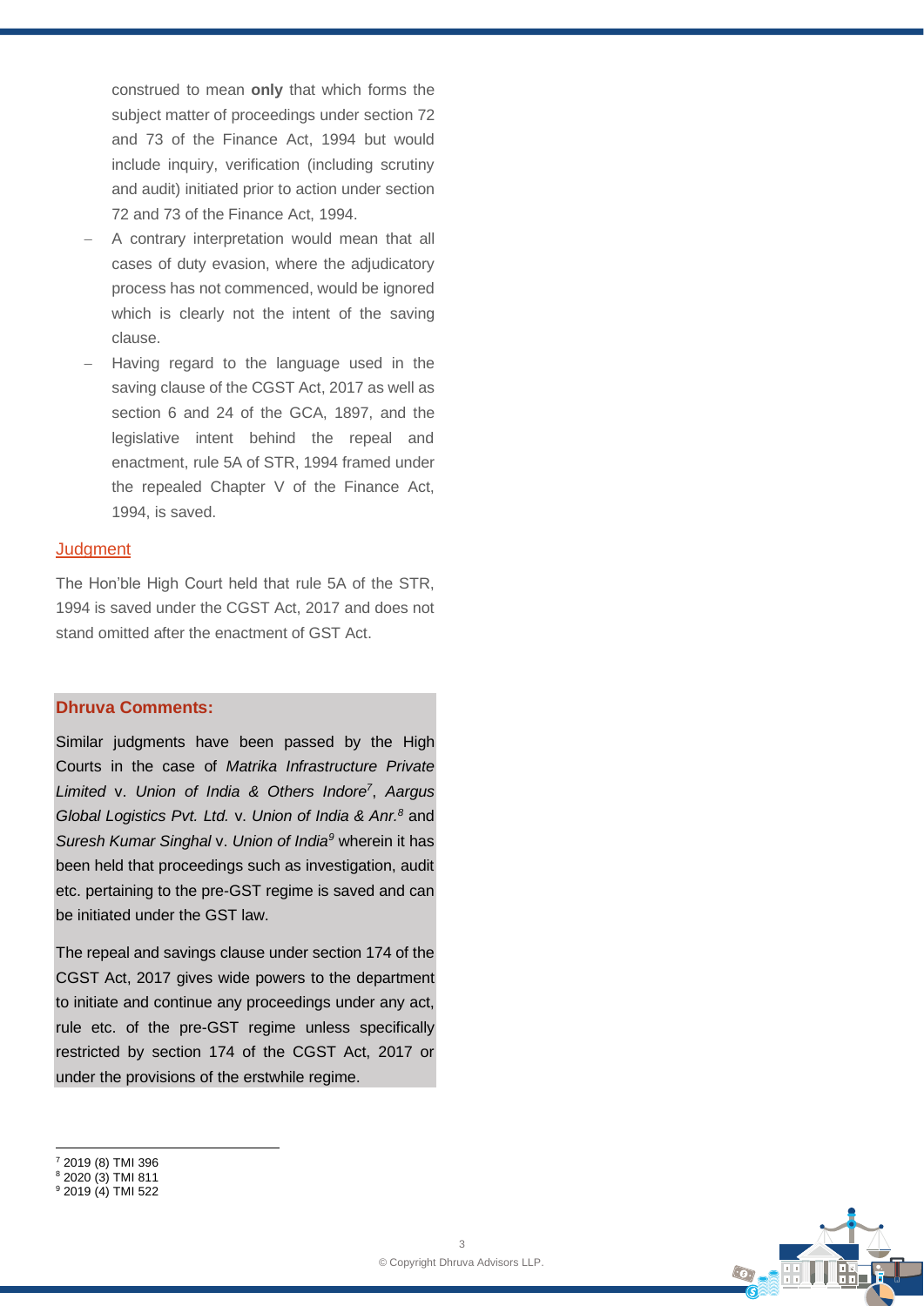construed to mean **only** that which forms the subject matter of proceedings under section 72 and 73 of the Finance Act, 1994 but would include inquiry, verification (including scrutiny and audit) initiated prior to action under section 72 and 73 of the Finance Act, 1994.

- A contrary interpretation would mean that all cases of duty evasion, where the adjudicatory process has not commenced, would be ignored which is clearly not the intent of the saving clause.
- Having regard to the language used in the saving clause of the CGST Act, 2017 as well as section 6 and 24 of the GCA, 1897, and the legislative intent behind the repeal and enactment, rule 5A of STR, 1994 framed under the repealed Chapter V of the Finance Act, 1994, is saved.

## Judgment

The Hon'ble High Court held that rule 5A of the STR, 1994 is saved under the CGST Act, 2017 and does not stand omitted after the enactment of GST Act.

### Dhruva Comments:

Similar judgments have been passed by the High Courts in the case of *Matrika Infrastructure Private Limited* v. *Union of India & Others Indore*[7], *Aargus Global Logistics Pvt. Ltd.* v. *Union of India & Anr.*[8] and *Suresh Kumar Singhal* v. *Union of India*[9] wherein it has been held that proceedings such as investigation, audit etc. pertaining to the pre-GST regime is saved and can be initiated under the GST law.

The repeal and savings clause under section 174 of the CGST Act, 2017 gives wide powers to the department to initiate and continue any proceedings under any act, rule etc. of the pre-GST regime unless specifically restricted by section 174 of the CGST Act, 2017 or under the provisions of the erstwhile regime.

---

[7] 2019 (8) TMI 396
[8] 2020 (3) TMI 811
[9] 2019 (4) TMI 522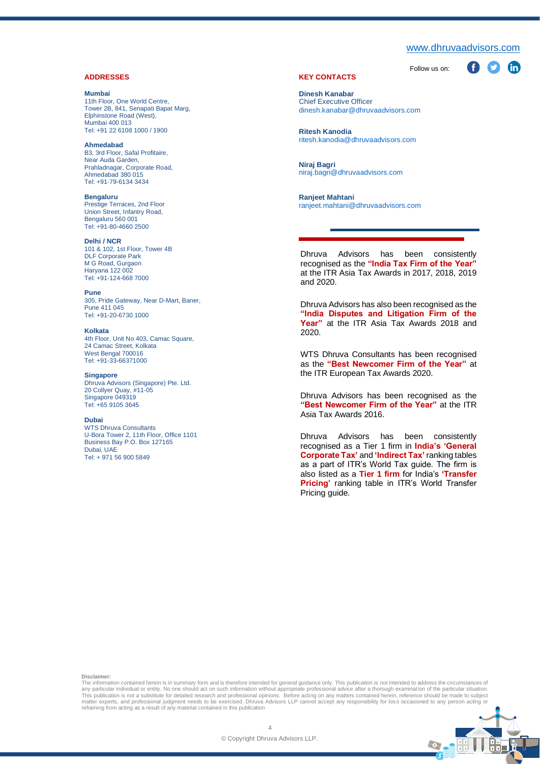www.dhruvaadvisors.com

Follow us on:

## ADDRESSES

**Mumbai**
11th Floor, One World Centre,
Tower 2B, 841, Senapati Bapat Marg,
Elphinstone Road (West),
Mumbai 400 013
Tel: +91 22 6108 1000 / 1900

**Ahmedabad**
B3, 3rd Floor, Safal Profitaire,
Near Auda Garden,
Prahladnagar, Corporate Road,
Ahmedabad 380 015
Tel: +91-79-6134 3434

**Bengaluru**
Prestige Terraces, 2nd Floor
Union Street, Infantry Road,
Bengaluru 560 001
Tel: +91-80-4660 2500

**Delhi / NCR**
101 & 102, 1st Floor, Tower 4B
DLF Corporate Park
M G Road, Gurgaon
Haryana 122 002
Tel: +91-124-668 7000

**Pune**
305, Pride Gateway, Near D-Mart, Baner,
Pune 411 045
Tel: +91-20-6730 1000

**Kolkata**
4th Floor, Unit No 403, Camac Square,
24 Camac Street, Kolkata
West Bengal 700016
Tel: +91-33-66371000

**Singapore**
Dhruva Advisors (Singapore) Pte. Ltd.
20 Collyer Quay, #11-05
Singapore 049319
Tel: +65 9105 3645

**Dubai**
WTS Dhruva Consultants
U-Bora Tower 2, 11th Floor, Office 1101
Business Bay P.O. Box 127165
Dubai, UAE
Tel: + 971 56 900 5849

## KEY CONTACTS

**Dinesh Kanabar**
Chief Executive Officer
dinesh.kanabar@dhruvaadvisors.com

**Ritesh Kanodia**
ritesh.kanodia@dhruvaadvisors.com

**Niraj Bagri**
niraj.bagri@dhruvaadvisors.com

**Ranjeet Mahtani**
ranjeet.mahtani@dhruvaadvisors.com

Dhruva Advisors has been consistently recognised as the **"India Tax Firm of the Year"** at the ITR Asia Tax Awards in 2017, 2018, 2019 and 2020.

Dhruva Advisors has also been recognised as the **"India Disputes and Litigation Firm of the Year"** at the ITR Asia Tax Awards 2018 and 2020.

WTS Dhruva Consultants has been recognised as the **"Best Newcomer Firm of the Year"** at the ITR European Tax Awards 2020.

Dhruva Advisors has been recognised as the **"Best Newcomer Firm of the Year"** at the ITR Asia Tax Awards 2016.

Dhruva Advisors has been consistently recognised as a Tier 1 firm in **India's 'General Corporate Tax'** and **'Indirect Tax'** ranking tables as a part of ITR's World Tax guide. The firm is also listed as a **Tier 1 firm** for India's **'Transfer Pricing'** ranking table in ITR's World Transfer Pricing guide.

**Disclaimer:**
The information contained herein is in summary form and is therefore intended for general guidance only. This publication is not intended to address the circumstances of any particular individual or entity. No one should act on such information without appropriate professional advice after a thorough examination of the particular situation. This publication is not a substitute for detailed research and professional opinions. Before acting on any matters contained herein, reference should be made to subject matter experts, and professional judgment needs to be exercised. Dhruva Advisors LLP cannot accept any responsibility for loss occasioned to any person acting or refraining from acting as a result of any material contained in this publication

© Copyright Dhruva Advisors LLP.